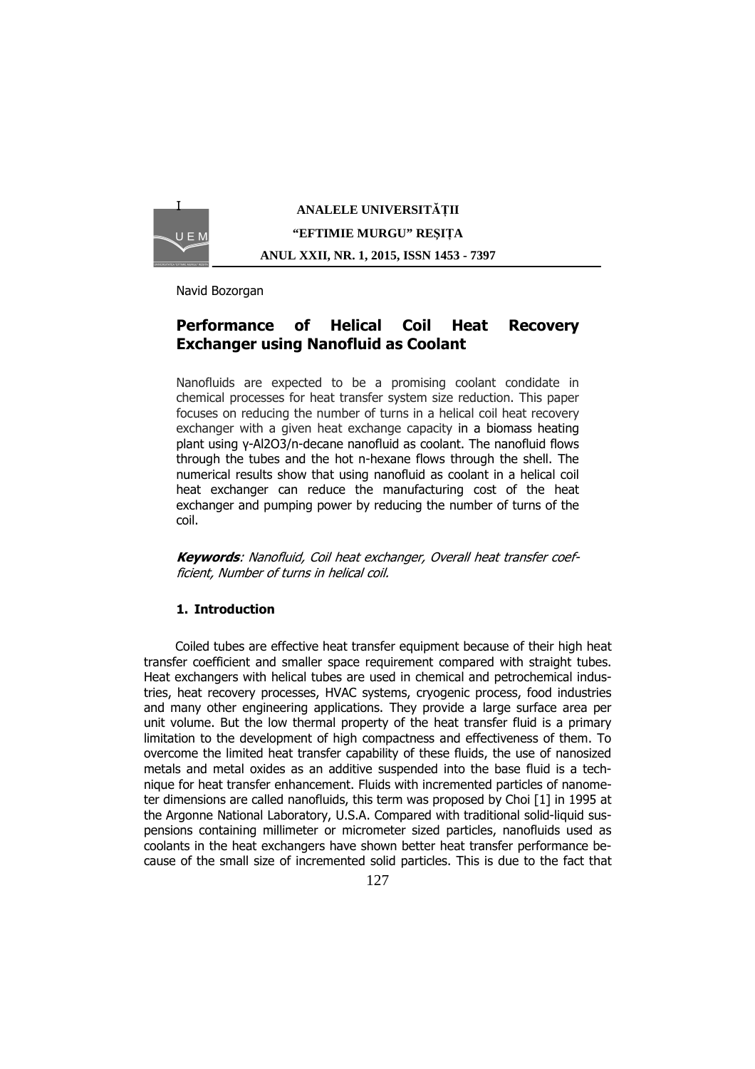Navid Bozorgan

# Performance of Helical Coil Heat Recovery Exchanger using Nanofluid as Coolant

Nanofluids are expected to be a promising coolant condidate in chemical processes for heat transfer system size reduction. This paper focuses on reducing the number of turns in a helical coil heat recovery exchanger with a given heat exchange capacity in a biomass heating plant using γ-$Al_2O_3$/n-decane nanofluid as coolant. The nanofluid flows through the tubes and the hot n-hexane flows through the shell. The numerical results show that using nanofluid as coolant in a helical coil heat exchanger can reduce the manufacturing cost of the heat exchanger and pumping power by reducing the number of turns of the coil.

***Keywords***: *Nanofluid, Coil heat exchanger, Overall heat transfer coefficient, Number of turns in helical coil.*

## 1. Introduction

Coiled tubes are effective heat transfer equipment because of their high heat transfer coefficient and smaller space requirement compared with straight tubes. Heat exchangers with helical tubes are used in chemical and petrochemical industries, heat recovery processes, HVAC systems, cryogenic process, food industries and many other engineering applications. They provide a large surface area per unit volume. But the low thermal property of the heat transfer fluid is a primary limitation to the development of high compactness and effectiveness of them. To overcome the limited heat transfer capability of these fluids, the use of nanosized metals and metal oxides as an additive suspended into the base fluid is a technique for heat transfer enhancement. Fluids with incremented particles of nanometer dimensions are called nanofluids, this term was proposed by Choi [1] in 1995 at the Argonne National Laboratory, U.S.A. Compared with traditional solid-liquid suspensions containing millimeter or micrometer sized particles, nanofluids used as coolants in the heat exchangers have shown better heat transfer performance because of the small size of incremented solid particles. This is due to the fact that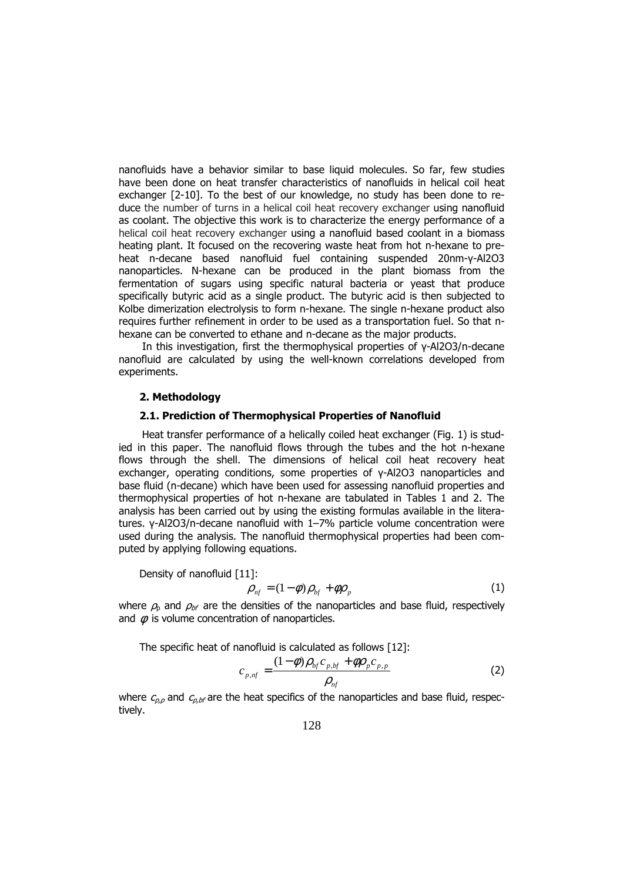nanofluids have a behavior similar to base liquid molecules. So far, few studies have been done on heat transfer characteristics of nanofluids in helical coil heat exchanger [2-10]. To the best of our knowledge, no study has been done to reduce the number of turns in a helical coil heat recovery exchanger using nanofluid as coolant. The objective this work is to characterize the energy performance of a helical coil heat recovery exchanger using a nanofluid based coolant in a biomass heating plant. It focused on the recovering waste heat from hot n-hexane to preheat n-decane based nanofluid fuel containing suspended 20nm-γ-$Al_2O_3$ nanoparticles. N-hexane can be produced in the plant biomass from the fermentation of sugars using specific natural bacteria or yeast that produce specifically butyric acid as a single product. The butyric acid is then subjected to Kolbe dimerization electrolysis to form n-hexane. The single n-hexane product also requires further refinement in order to be used as a transportation fuel. So that n-hexane can be converted to ethane and n-decane as the major products.

In this investigation, first the thermophysical properties of γ-$Al_2O_3$/n-decane nanofluid are calculated by using the well-known correlations developed from experiments.

## 2. Methodology

### 2.1. Prediction of Thermophysical Properties of Nanofluid

Heat transfer performance of a helically coiled heat exchanger (Fig. 1) is studied in this paper. The nanofluid flows through the tubes and the hot n-hexane flows through the shell. The dimensions of helical coil heat recovery heat exchanger, operating conditions, some properties of γ-$Al_2O_3$ nanoparticles and base fluid (n-decane) which have been used for assessing nanofluid properties and thermophysical properties of hot n-hexane are tabulated in Tables 1 and 2. The analysis has been carried out by using the existing formulas available in the literatures. γ-$Al_2O_3$/n-decane nanofluid with 1–7% particle volume concentration were used during the analysis. The nanofluid thermophysical properties had been computed by applying following equations.

Density of nanofluid [11]:

$$\rho_{nf} = (1-\phi)\rho_{bf} + \phi\rho_p \tag{1}$$

where $\rho_p$ and $\rho_{bf}$ are the densities of the nanoparticles and base fluid, respectively and $\phi$ is volume concentration of nanoparticles.

The specific heat of nanofluid is calculated as follows [12]:

$$c_{p,nf} = \frac{(1-\phi)\rho_{bf}c_{p,bf} + \phi\rho_p c_{p,p}}{\rho_{nf}} \tag{2}$$

where $c_{p,p}$ and $c_{p,bf}$ are the heat specifics of the nanoparticles and base fluid, respectively.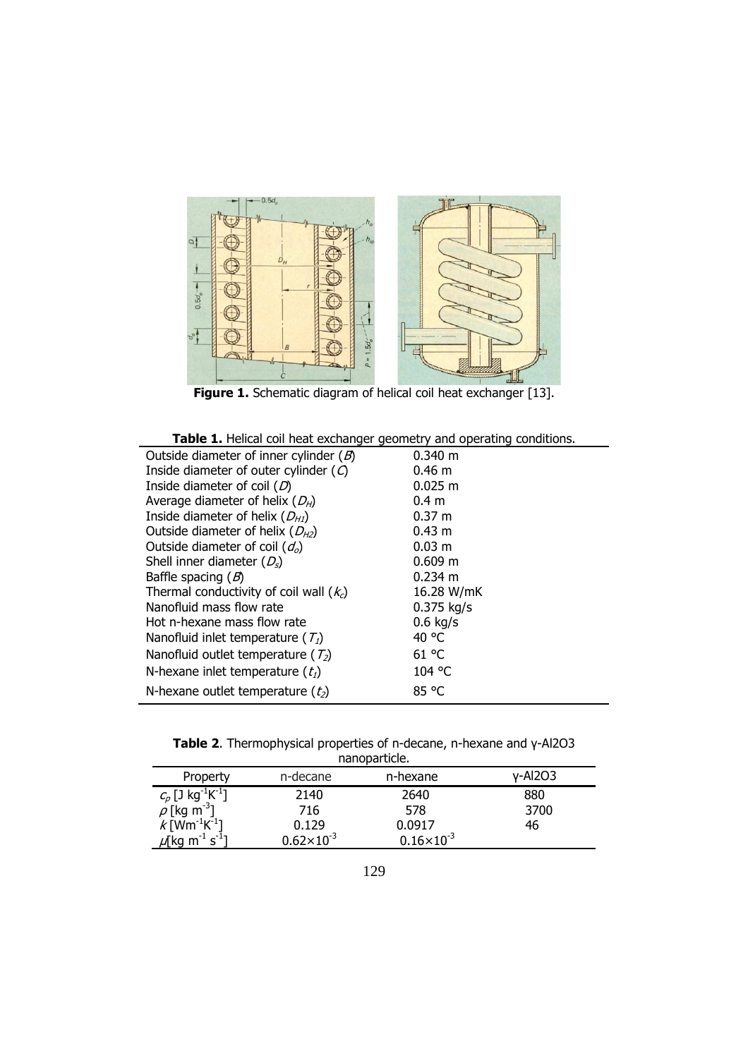**Figure 1.** Schematic diagram of helical coil heat exchanger [13].

**Table 1.** Helical coil heat exchanger geometry and operating conditions.

| | |
|---|---|
| Outside diameter of inner cylinder ($B$) | 0.340 m |
| Inside diameter of outer cylinder ($C$) | 0.46 m |
| Inside diameter of coil ($D$) | 0.025 m |
| Average diameter of helix ($D_H$) | 0.4 m |
| Inside diameter of helix ($D_{H1}$) | 0.37 m |
| Outside diameter of helix ($D_{H2}$) | 0.43 m |
| Outside diameter of coil ($d_o$) | 0.03 m |
| Shell inner diameter ($D_s$) | 0.609 m |
| Baffle spacing ($B$) | 0.234 m |
| Thermal conductivity of coil wall ($k_c$) | 16.28 W/mK |
| Nanofluid mass flow rate | 0.375 kg/s |
| Hot n-hexane mass flow rate | 0.6 kg/s |
| Nanofluid inlet temperature ($T_1$) | 40 °C |
| Nanofluid outlet temperature ($T_2$) | 61 °C |
| N-hexane inlet temperature ($t_1$) | 104 °C |
| N-hexane outlet temperature ($t_2$) | 85 °C |

**Table 2**. Thermophysical properties of n-decane, n-hexane and γ-Al2O3 nanoparticle.

| Property | n-decane | n-hexane | γ-Al2O3 |
|---|---|---|---|
| $c_p$ [J kg$^{-1}$K$^{-1}$] | 2140 | 2640 | 880 |
| $\rho$ [kg m$^{-3}$] | 716 | 578 | 3700 |
| $k$ [Wm$^{-1}$K$^{-1}$] | 0.129 | 0.0917 | 46 |
| $\mu$[kg m$^{-1}$ s$^{-1}$] | $0.62\times10^{-3}$ | $0.16\times10^{-3}$ | |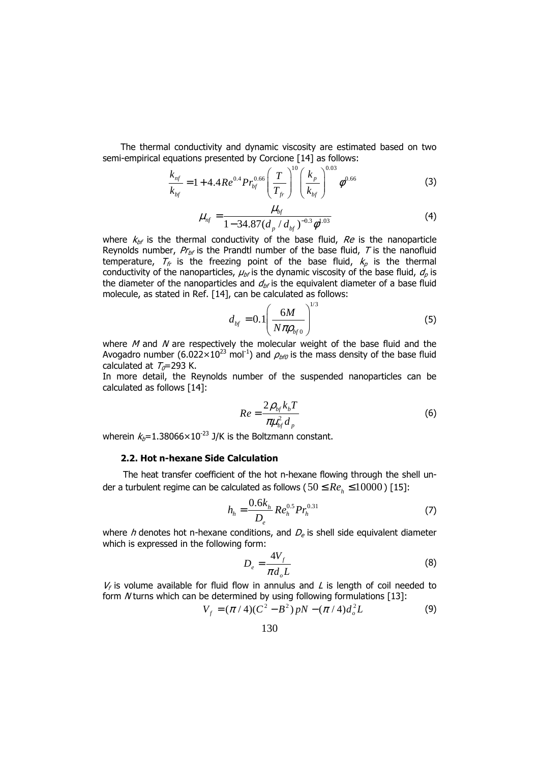The thermal conductivity and dynamic viscosity are estimated based on two semi-empirical equations presented by Corcione [14] as follows:

$$\frac{k_{nf}}{k_{bf}} = 1 + 4.4 Re^{0.4} Pr_{bf}^{0.66} \left(\frac{T}{T_{fr}}\right)^{10} \left(\frac{k_p}{k_{bf}}\right)^{0.03} \phi^{0.66} \tag{3}$$

$$\mu_{nf} = \frac{\mu_{bf}}{1 - 34.87 (d_p / d_{bf})^{-0.3} \phi^{1.03}} \tag{4}$$

where $k_{bf}$ is the thermal conductivity of the base fluid, $Re$ is the nanoparticle Reynolds number, $Pr_{bf}$ is the Prandtl number of the base fluid, $T$ is the nanofluid temperature, $T_{fr}$ is the freezing point of the base fluid, $k_p$ is the thermal conductivity of the nanoparticles, $\mu_{bf}$ is the dynamic viscosity of the base fluid, $d_p$ is the diameter of the nanoparticles and $d_{bf}$ is the equivalent diameter of a base fluid molecule, as stated in Ref. [14], can be calculated as follows:

$$d_{bf} = 0.1 \left(\frac{6M}{N \pi \rho_{bf0}}\right)^{1/3} \tag{5}$$

where $M$ and $N$ are respectively the molecular weight of the base fluid and the Avogadro number ($6.022 \times 10^{23}$ mol$^{-1}$) and $\rho_{bf0}$ is the mass density of the base fluid calculated at $T_0$=293 K.

In more detail, the Reynolds number of the suspended nanoparticles can be calculated as follows [14]:

$$Re = \frac{2 \rho_{bf} k_b T}{\pi \mu_{bf}^2 d_p} \tag{6}$$

wherein $k_b$=$1.38066 \times 10^{-23}$ J/K is the Boltzmann constant.

### 2.2. Hot n-hexane Side Calculation

The heat transfer coefficient of the hot n-hexane flowing through the shell under a turbulent regime can be calculated as follows ($50 \leq Re_h \leq 10000$) [15]:

$$h_h = \frac{0.6 k_h}{D_e} Re_h^{0.5} Pr_h^{0.31} \tag{7}$$

where $h$ denotes hot n-hexane conditions, and $D_e$ is shell side equivalent diameter which is expressed in the following form:

$$D_e = \frac{4 V_f}{\pi d_o L} \tag{8}$$

$V_f$ is volume available for fluid flow in annulus and $L$ is length of coil needed to form $N$ turns which can be determined by using following formulations [13]:

$$V_f = (\pi / 4)(C^2 - B^2) p N - (\pi / 4) d_o^2 L \tag{9}$$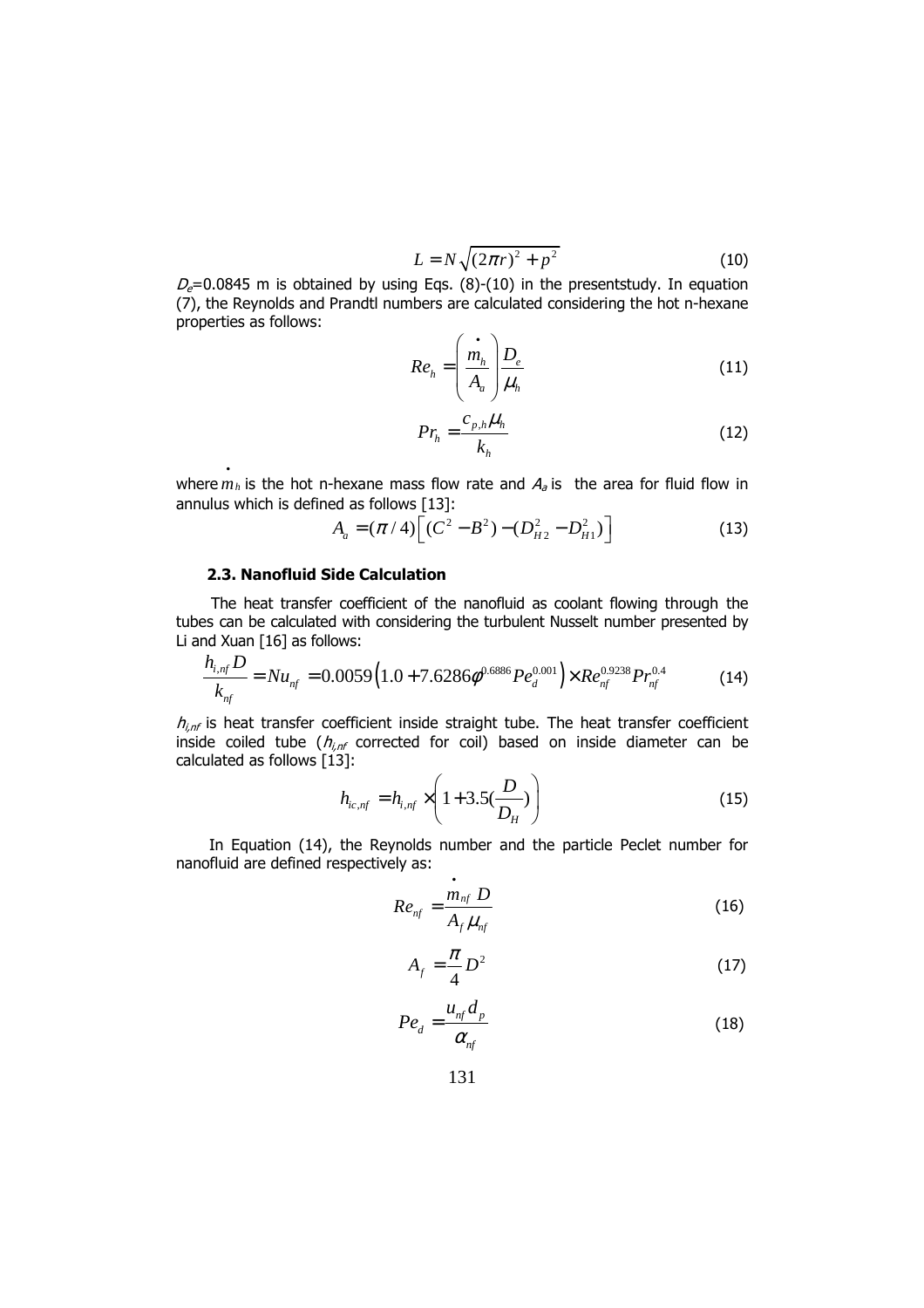$$L = N\sqrt{(2\pi r)^2 + p^2} \tag{10}$$

$D_e$=0.0845 m is obtained by using Eqs. (8)-(10) in the presentstudy. In equation (7), the Reynolds and Prandtl numbers are calculated considering the hot n-hexane properties as follows:

$$Re_h = \left(\frac{\dot{m}_h}{A_a}\right)\frac{D_e}{\mu_h} \tag{11}$$

$$Pr_h = \frac{c_{p,h}\mu_h}{k_h} \tag{12}$$

where $\dot{m}_h$ is the hot n-hexane mass flow rate and $A_a$ is the area for fluid flow in annulus which is defined as follows [13]:

$$A_a = (\pi/4)\left[(C^2 - B^2) - (D_{H2}^2 - D_{H1}^2)\right] \tag{13}$$

### 2.3. Nanofluid Side Calculation

The heat transfer coefficient of the nanofluid as coolant flowing through the tubes can be calculated with considering the turbulent Nusselt number presented by Li and Xuan [16] as follows:

$$\frac{h_{i,nf}D}{k_{nf}} = Nu_{nf} = 0.0059\left(1.0 + 7.6286\phi^{0.6886}Pe_d^{0.001}\right) \times Re_{nf}^{0.9238}Pr_{nf}^{0.4} \tag{14}$$

$h_{i,nf}$ is heat transfer coefficient inside straight tube. The heat transfer coefficient inside coiled tube ($h_{i,nf}$ corrected for coil) based on inside diameter can be calculated as follows [13]:

$$h_{ic,nf} = h_{i,nf} \times \left(1 + 3.5(\frac{D}{D_H})\right) \tag{15}$$

In Equation (14), the Reynolds number and the particle Peclet number for nanofluid are defined respectively as:

$$Re_{nf} = \frac{\dot{m}_{nf}\,D}{A_f\,\mu_{nf}} \tag{16}$$

$$A_f = \frac{\pi}{4}D^2 \tag{17}$$

$$Pe_d = \frac{u_{nf}d_p}{\alpha_{nf}} \tag{18}$$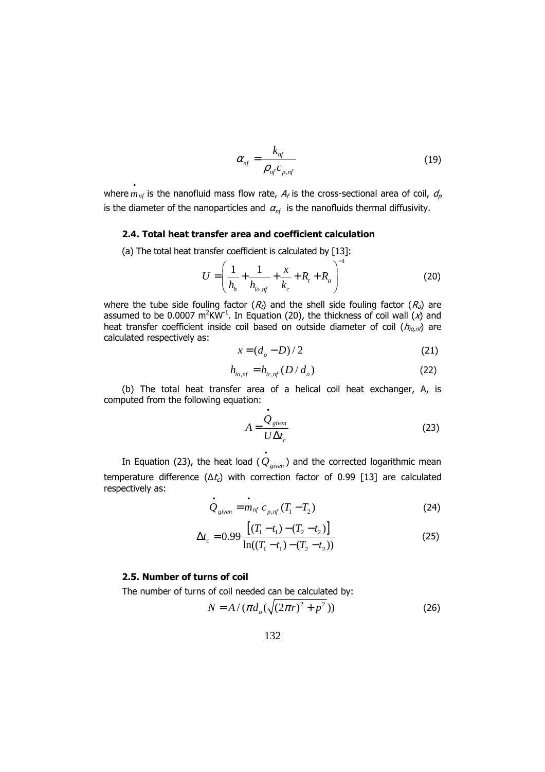$$\alpha_{nf} = \frac{k_{nf}}{\rho_{nf} c_{p,nf}} \tag{19}$$

where $\dot{m}_{nf}$ is the nanofluid mass flow rate, $A_f$ is the cross-sectional area of coil, $d_p$ is the diameter of the nanoparticles and $\alpha_{nf}$ is the nanofluids thermal diffusivity.

### 2.4. Total heat transfer area and coefficient calculation

(a) The total heat transfer coefficient is calculated by [13]:

$$U = \left( \frac{1}{h_h} + \frac{1}{h_{io,nf}} + \frac{x}{k_c} + R_t + R_a \right)^{-1} \tag{20}$$

where the tube side fouling factor ($R_t$) and the shell side fouling factor ($R_a$) are assumed to be 0.0007 $m^2KW^{-1}$. In Equation (20), the thickness of coil wall ($x$) and heat transfer coefficient inside coil based on outside diameter of coil ($h_{io,nf}$) are calculated respectively as:

$$x = (d_o - D)/2 \tag{21}$$

$$h_{io,nf} = h_{ic,nf}(D/d_o) \tag{22}$$

(b) The total heat transfer area of a helical coil heat exchanger, A, is computed from the following equation:

$$A = \frac{\dot{Q}_{given}}{U \Delta t_c} \tag{23}$$

In Equation (23), the heat load ($\dot{Q}_{given}$) and the corrected logarithmic mean temperature difference ($\Delta t_c$) with correction factor of 0.99 [13] are calculated respectively as:

$$\dot{Q}_{given} = \dot{m}_{nf} \, c_{p,nf} (T_1 - T_2) \tag{24}$$

$$\Delta t_c = 0.99 \frac{\left[ (T_1 - t_1) - (T_2 - t_2) \right]}{\ln((T_1 - t_1) - (T_2 - t_2))} \tag{25}$$

### 2.5. Number of turns of coil

The number of turns of coil needed can be calculated by:

$$N = A / (\pi d_o (\sqrt{(2\pi r)^2 + p^2})) \tag{26}$$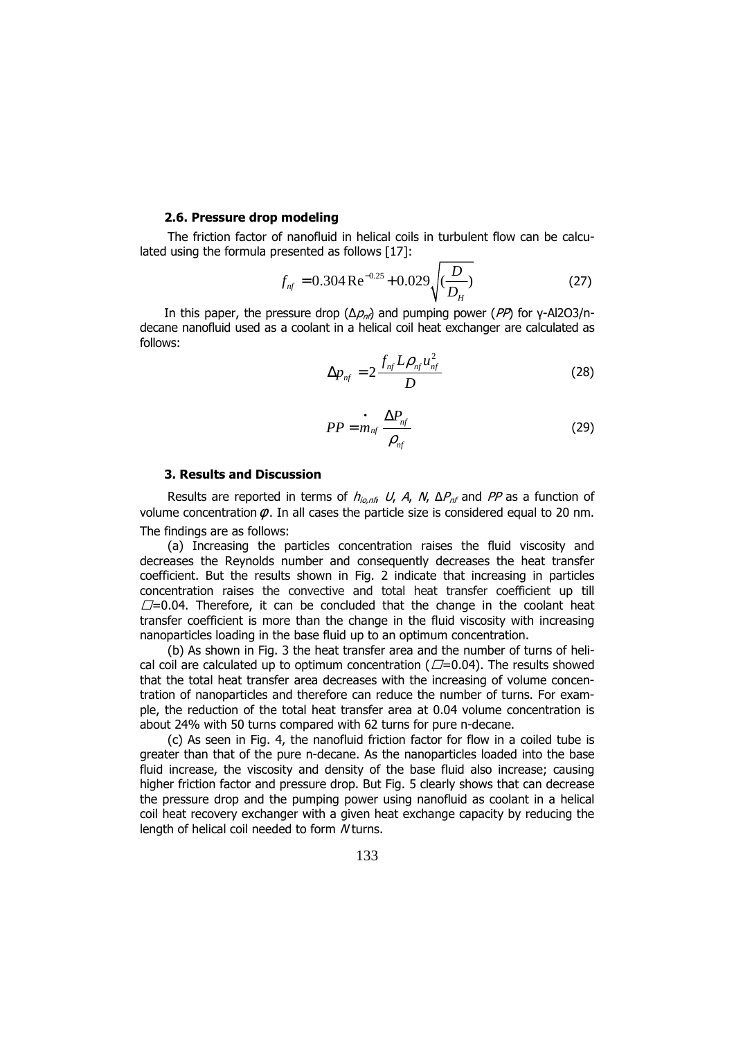### 2.6. Pressure drop modeling

The friction factor of nanofluid in helical coils in turbulent flow can be calculated using the formula presented as follows [17]:

$$f_{nf} = 0.304\,\mathrm{Re}^{-0.25} + 0.029\sqrt{\left(\frac{D}{D_H}\right)} \tag{27}$$

In this paper, the pressure drop ($\Delta p_{nf}$) and pumping power (*PP*) for γ-$Al_2O_3$/n-decane nanofluid used as a coolant in a helical coil heat exchanger are calculated as follows:

$$\Delta p_{nf} = 2\frac{f_{nf} L \rho_{nf} u_{nf}^2}{D} \tag{28}$$

$$PP = \dot{m}_{nf}\frac{\Delta P_{nf}}{\rho_{nf}} \tag{29}$$

### 3. Results and Discussion

Results are reported in terms of $h_{io,nf}$, $U$, $A$, $N$, $\Delta P_{nf}$ and *PP* as a function of volume concentration $\phi$. In all cases the particle size is considered equal to 20 nm. The findings are as follows:

(a) Increasing the particles concentration raises the fluid viscosity and decreases the Reynolds number and consequently decreases the heat transfer coefficient. But the results shown in Fig. 2 indicate that increasing in particles concentration raises the convective and total heat transfer coefficient up till $\phi$=0.04. Therefore, it can be concluded that the change in the coolant heat transfer coefficient is more than the change in the fluid viscosity with increasing nanoparticles loading in the base fluid up to an optimum concentration.

(b) As shown in Fig. 3 the heat transfer area and the number of turns of helical coil are calculated up to optimum concentration ($\phi$=0.04). The results showed that the total heat transfer area decreases with the increasing of volume concentration of nanoparticles and therefore can reduce the number of turns. For example, the reduction of the total heat transfer area at 0.04 volume concentration is about 24% with 50 turns compared with 62 turns for pure n-decane.

(c) As seen in Fig. 4, the nanofluid friction factor for flow in a coiled tube is greater than that of the pure n-decane. As the nanoparticles loaded into the base fluid increase, the viscosity and density of the base fluid also increase; causing higher friction factor and pressure drop. But Fig. 5 clearly shows that can decrease the pressure drop and the pumping power using nanofluid as coolant in a helical coil heat recovery exchanger with a given heat exchange capacity by reducing the length of helical coil needed to form *N* turns.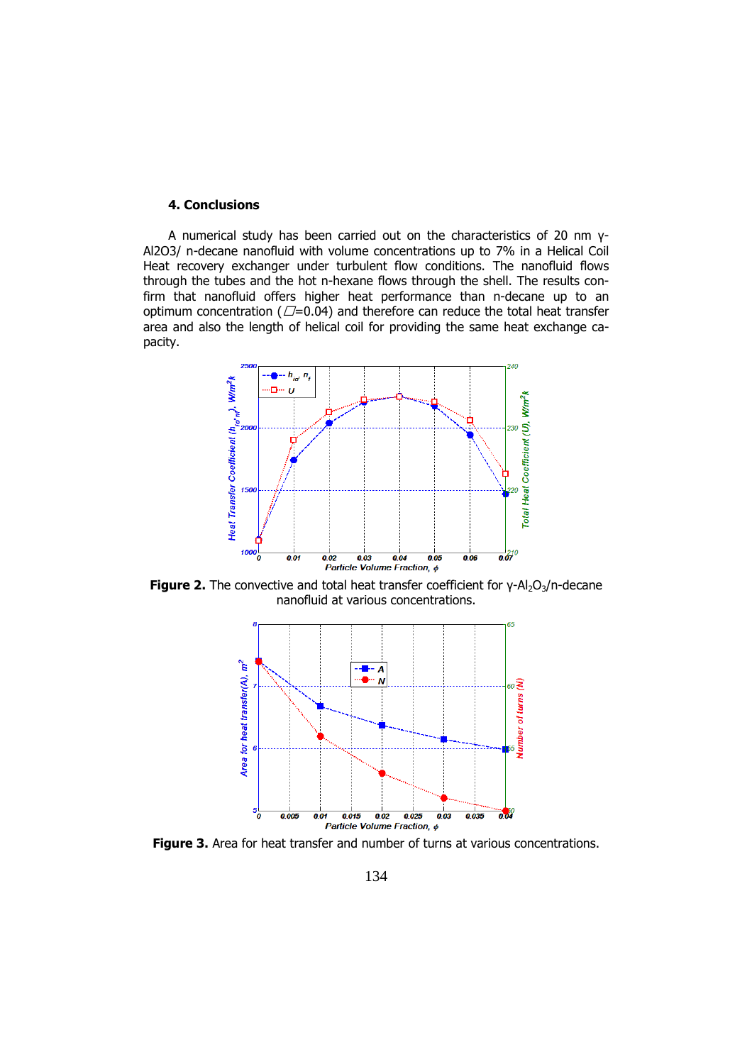## 4. Conclusions

A numerical study has been carried out on the characteristics of 20 nm γ-Al2O3/ n-decane nanofluid with volume concentrations up to 7% in a Helical Coil Heat recovery exchanger under turbulent flow conditions. The nanofluid flows through the tubes and the hot n-hexane flows through the shell. The results confirm that nanofluid offers higher heat performance than n-decane up to an optimum concentration (□=0.04) and therefore can reduce the total heat transfer area and also the length of helical coil for providing the same heat exchange capacity.

**Figure 2.** The convective and total heat transfer coefficient for γ-$Al_2O_3$/n-decane nanofluid at various concentrations.

**Figure 3.** Area for heat transfer and number of turns at various concentrations.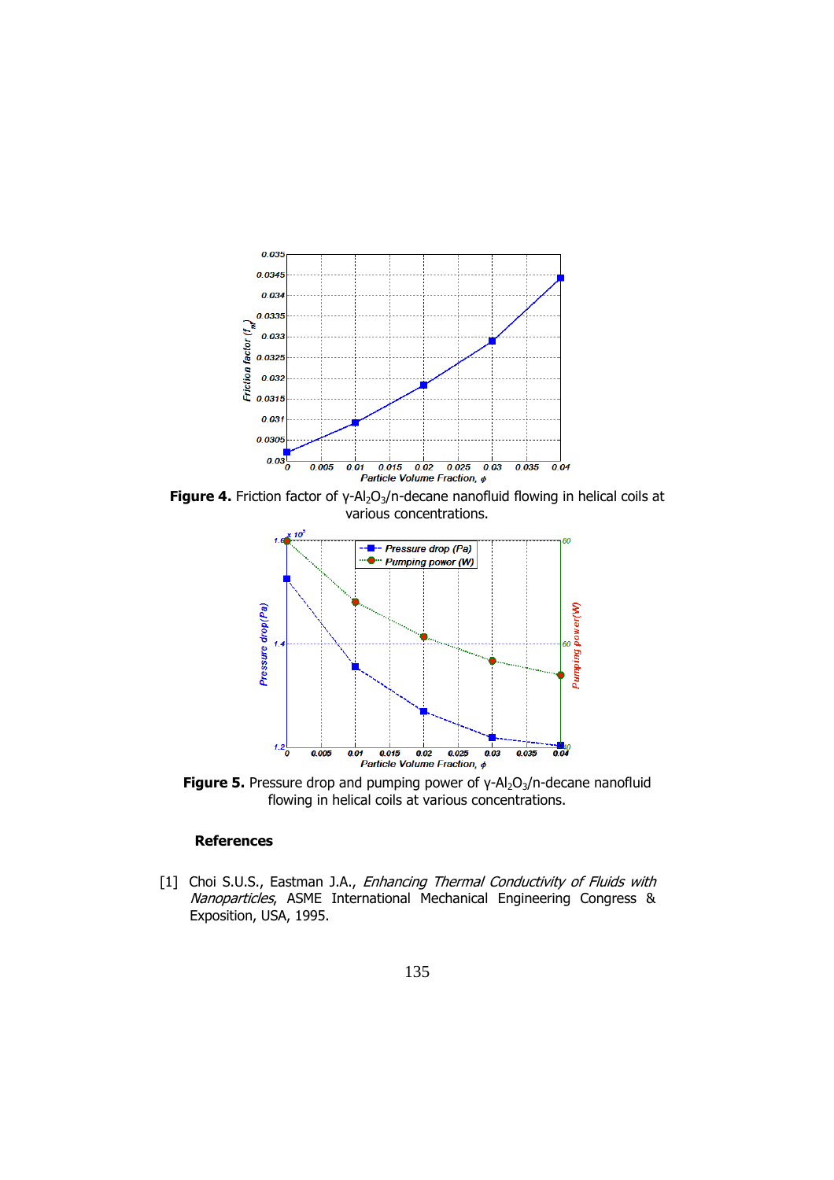**Figure 4.** Friction factor of $\gamma$-$Al_2O_3$/n-decane nanofluid flowing in helical coils at various concentrations.

**Figure 5.** Pressure drop and pumping power of $\gamma$-$Al_2O_3$/n-decane nanofluid flowing in helical coils at various concentrations.

## References

[1] Choi S.U.S., Eastman J.A., *Enhancing Thermal Conductivity of Fluids with Nanoparticles*, ASME International Mechanical Engineering Congress & Exposition, USA, 1995.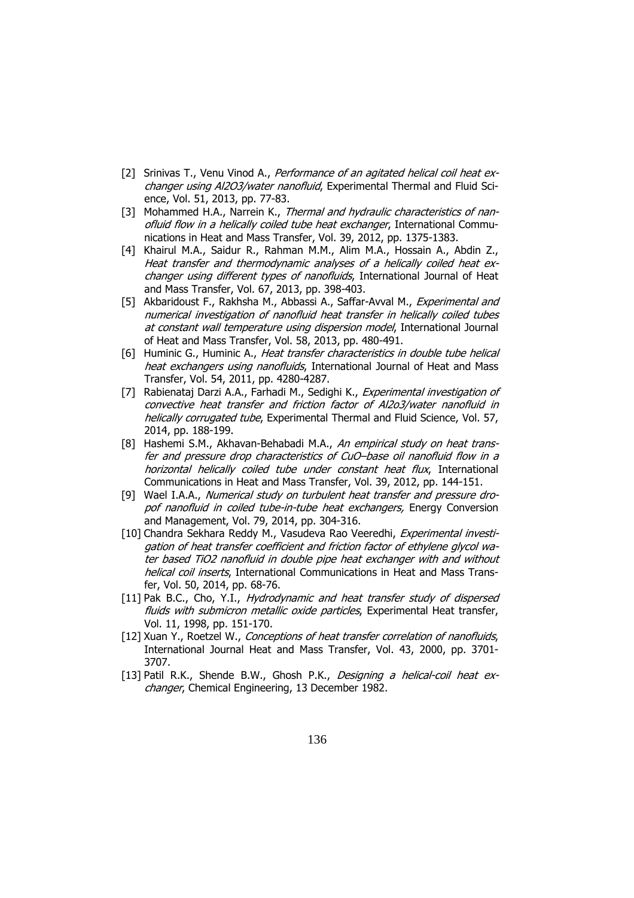[2] Srinivas T., Venu Vinod A., *Performance of an agitated helical coil heat exchanger using Al2O3/water nanofluid*, Experimental Thermal and Fluid Science, Vol. 51, 2013, pp. 77-83.

[3] Mohammed H.A., Narrein K., *Thermal and hydraulic characteristics of nanofluid flow in a helically coiled tube heat exchanger*, International Communications in Heat and Mass Transfer, Vol. 39, 2012, pp. 1375-1383.

[4] Khairul M.A., Saidur R., Rahman M.M., Alim M.A., Hossain A., Abdin Z., *Heat transfer and thermodynamic analyses of a helically coiled heat exchanger using different types of nanofluids*, International Journal of Heat and Mass Transfer, Vol. 67, 2013, pp. 398-403.

[5] Akbaridoust F., Rakhsha M., Abbassi A., Saffar-Avval M., *Experimental and numerical investigation of nanofluid heat transfer in helically coiled tubes at constant wall temperature using dispersion model*, International Journal of Heat and Mass Transfer, Vol. 58, 2013, pp. 480-491.

[6] Huminic G., Huminic A., *Heat transfer characteristics in double tube helical heat exchangers using nanofluids*, International Journal of Heat and Mass Transfer, Vol. 54, 2011, pp. 4280-4287.

[7] Rabienataj Darzi A.A., Farhadi M., Sedighi K., *Experimental investigation of convective heat transfer and friction factor of Al2o3/water nanofluid in helically corrugated tube*, Experimental Thermal and Fluid Science, Vol. 57, 2014, pp. 188-199.

[8] Hashemi S.M., Akhavan-Behabadi M.A., *An empirical study on heat transfer and pressure drop characteristics of CuO–base oil nanofluid flow in a horizontal helically coiled tube under constant heat flux*, International Communications in Heat and Mass Transfer, Vol. 39, 2012, pp. 144-151.

[9] Wael I.A.A., *Numerical study on turbulent heat transfer and pressure dropof nanofluid in coiled tube-in-tube heat exchangers,* Energy Conversion and Management, Vol. 79, 2014, pp. 304-316.

[10] Chandra Sekhara Reddy M., Vasudeva Rao Veeredhi, *Experimental investigation of heat transfer coefficient and friction factor of ethylene glycol water based TiO2 nanofluid in double pipe heat exchanger with and without helical coil inserts*, International Communications in Heat and Mass Transfer, Vol. 50, 2014, pp. 68-76.

[11] Pak B.C., Cho, Y.I., *Hydrodynamic and heat transfer study of dispersed fluids with submicron metallic oxide particles*, Experimental Heat transfer, Vol. 11, 1998, pp. 151-170.

[12] Xuan Y., Roetzel W., *Conceptions of heat transfer correlation of nanofluids*, International Journal Heat and Mass Transfer, Vol. 43, 2000, pp. 3701-3707.

[13] Patil R.K., Shende B.W., Ghosh P.K., *Designing a helical-coil heat exchanger*, Chemical Engineering, 13 December 1982.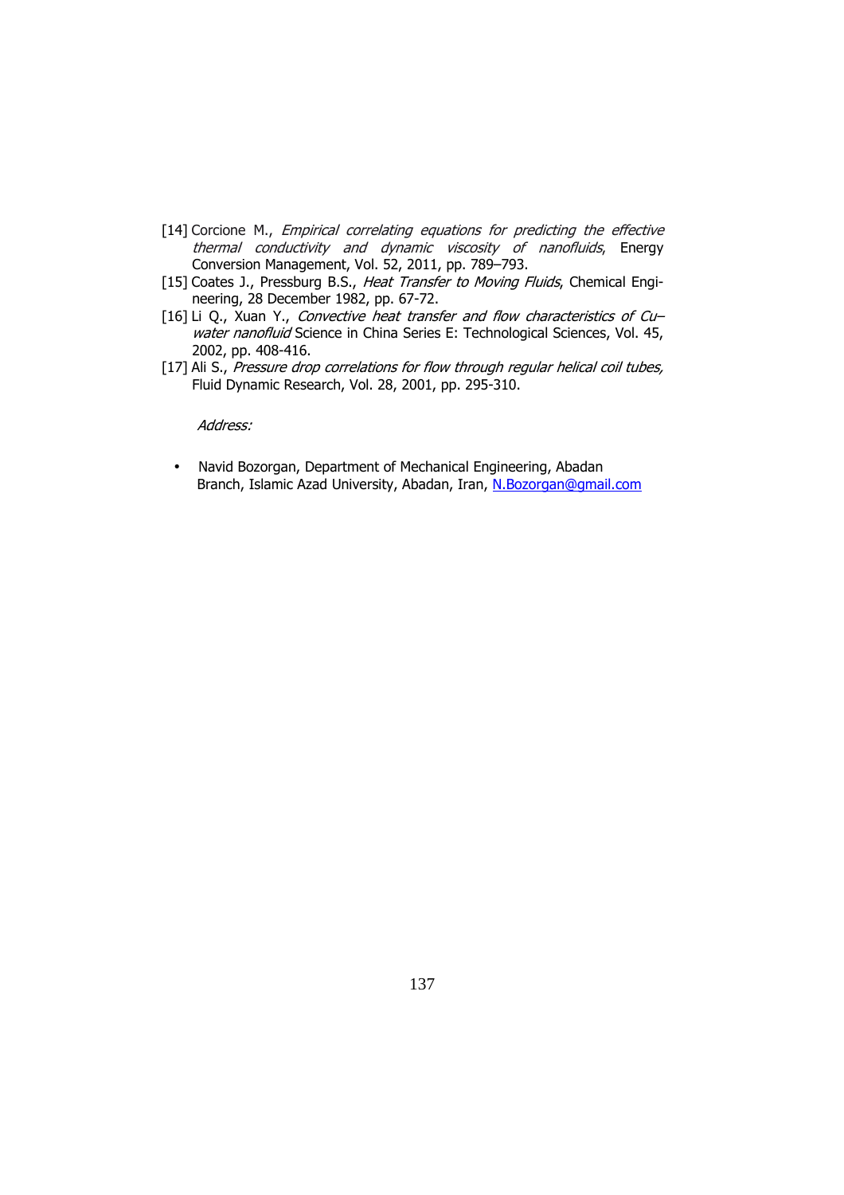[14] Corcione M., *Empirical correlating equations for predicting the effective thermal conductivity and dynamic viscosity of nanofluids*, Energy Conversion Management, Vol. 52, 2011, pp. 789–793.

[15] Coates J., Pressburg B.S., *Heat Transfer to Moving Fluids*, Chemical Engineering, 28 December 1982, pp. 67-72.

[16] Li Q., Xuan Y., *Convective heat transfer and flow characteristics of Cu–water nanofluid* Science in China Series E: Technological Sciences, Vol. 45, 2002, pp. 408-416.

[17] Ali S., *Pressure drop correlations for flow through regular helical coil tubes,* Fluid Dynamic Research, Vol. 28, 2001, pp. 295-310.

*Address:*

- Navid Bozorgan, Department of Mechanical Engineering, Abadan Branch, Islamic Azad University, Abadan, Iran, N.Bozorgan@gmail.com